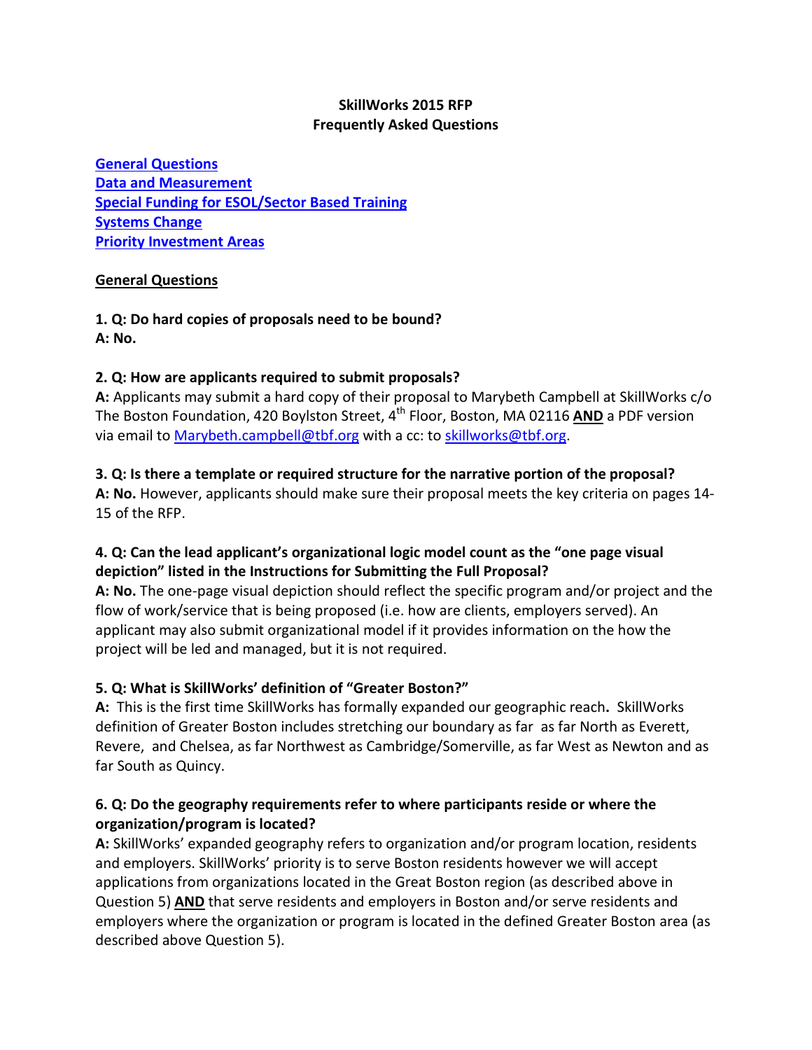**SkillWorks 2015 RFP**
**Frequently Asked Questions**

[General Questions](#)
[Data and Measurement](#)
[Special Funding for ESOL/Sector Based Training](#)
[Systems Change](#)
[Priority Investment Areas](#)

## General Questions

**1. Q: Do hard copies of proposals need to be bound?**
**A: No.**

**2. Q: How are applicants required to submit proposals?**
**A:** Applicants may submit a hard copy of their proposal to Marybeth Campbell at SkillWorks c/o The Boston Foundation, 420 Boylston Street, 4th Floor, Boston, MA 02116 **AND** a PDF version via email to Marybeth.campbell@tbf.org with a cc: to skillworks@tbf.org.

**3. Q: Is there a template or required structure for the narrative portion of the proposal?**
**A: No.** However, applicants should make sure their proposal meets the key criteria on pages 14-15 of the RFP.

**4. Q: Can the lead applicant's organizational logic model count as the "one page visual depiction" listed in the Instructions for Submitting the Full Proposal?**
**A: No.** The one-page visual depiction should reflect the specific program and/or project and the flow of work/service that is being proposed (i.e. how are clients, employers served). An applicant may also submit organizational model if it provides information on the how the project will be led and managed, but it is not required.

**5. Q: What is SkillWorks' definition of "Greater Boston?"**
**A:** This is the first time SkillWorks has formally expanded our geographic reach**.** SkillWorks definition of Greater Boston includes stretching our boundary as far as far North as Everett, Revere, and Chelsea, as far Northwest as Cambridge/Somerville, as far West as Newton and as far South as Quincy.

**6. Q: Do the geography requirements refer to where participants reside or where the organization/program is located?**
**A:** SkillWorks' expanded geography refers to organization and/or program location, residents and employers. SkillWorks' priority is to serve Boston residents however we will accept applications from organizations located in the Great Boston region (as described above in Question 5) **AND** that serve residents and employers in Boston and/or serve residents and employers where the organization or program is located in the defined Greater Boston area (as described above Question 5).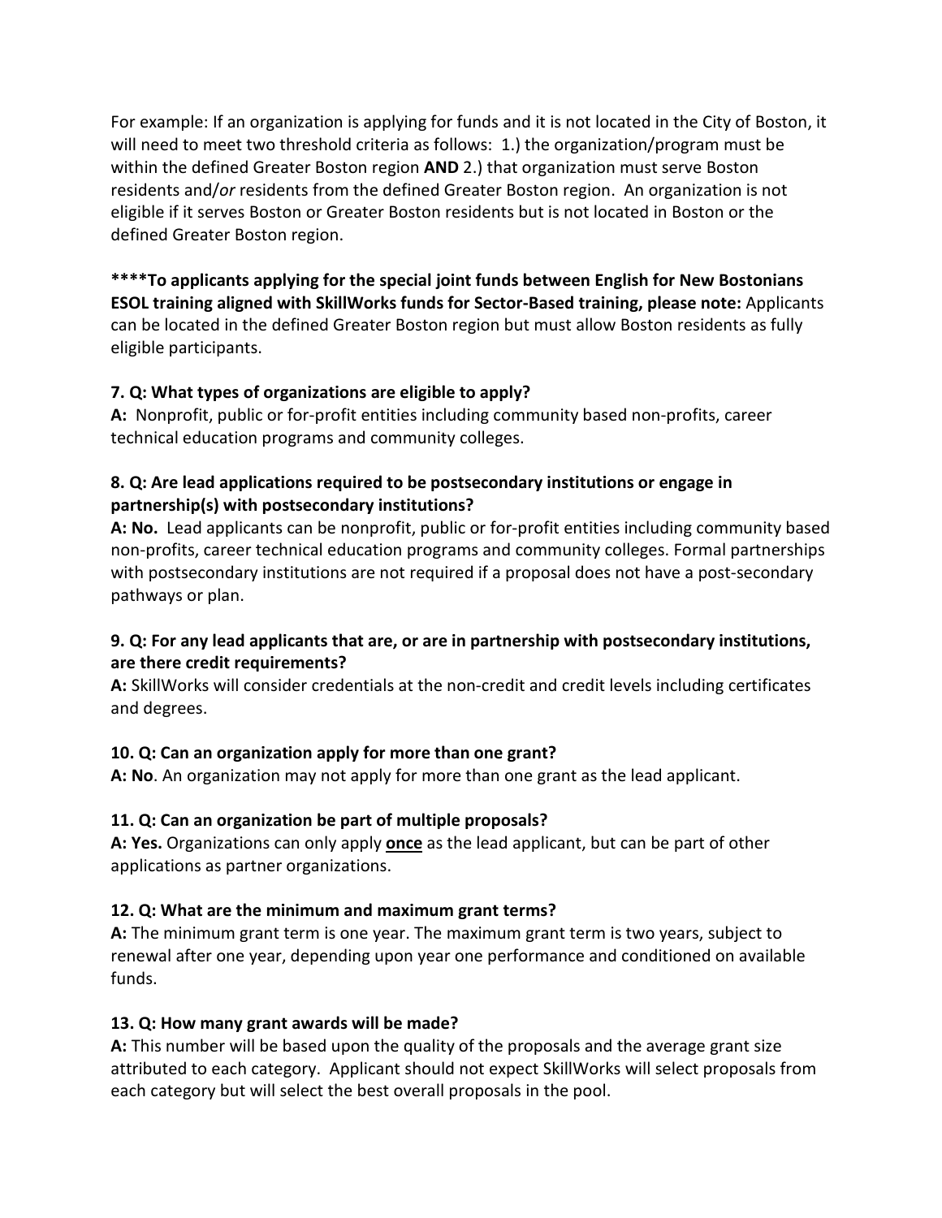For example: If an organization is applying for funds and it is not located in the City of Boston, it will need to meet two threshold criteria as follows: 1.) the organization/program must be within the defined Greater Boston region **AND** 2.) that organization must serve Boston residents and/*or* residents from the defined Greater Boston region. An organization is not eligible if it serves Boston or Greater Boston residents but is not located in Boston or the defined Greater Boston region.

**\*\*\*\*To applicants applying for the special joint funds between English for New Bostonians ESOL training aligned with SkillWorks funds for Sector-Based training, please note:** Applicants can be located in the defined Greater Boston region but must allow Boston residents as fully eligible participants.

**7. Q: What types of organizations are eligible to apply?**
**A:** Nonprofit, public or for-profit entities including community based non-profits, career technical education programs and community colleges.

**8. Q: Are lead applications required to be postsecondary institutions or engage in partnership(s) with postsecondary institutions?**
**A: No.** Lead applicants can be nonprofit, public or for-profit entities including community based non-profits, career technical education programs and community colleges. Formal partnerships with postsecondary institutions are not required if a proposal does not have a post-secondary pathways or plan.

**9. Q: For any lead applicants that are, or are in partnership with postsecondary institutions, are there credit requirements?**
**A:** SkillWorks will consider credentials at the non-credit and credit levels including certificates and degrees.

**10. Q: Can an organization apply for more than one grant?**
**A: No**. An organization may not apply for more than one grant as the lead applicant.

**11. Q: Can an organization be part of multiple proposals?**
**A: Yes.** Organizations can only apply <u>**once**</u> as the lead applicant, but can be part of other applications as partner organizations.

**12. Q: What are the minimum and maximum grant terms?**
**A:** The minimum grant term is one year. The maximum grant term is two years, subject to renewal after one year, depending upon year one performance and conditioned on available funds.

**13. Q: How many grant awards will be made?**
**A:** This number will be based upon the quality of the proposals and the average grant size attributed to each category. Applicant should not expect SkillWorks will select proposals from each category but will select the best overall proposals in the pool.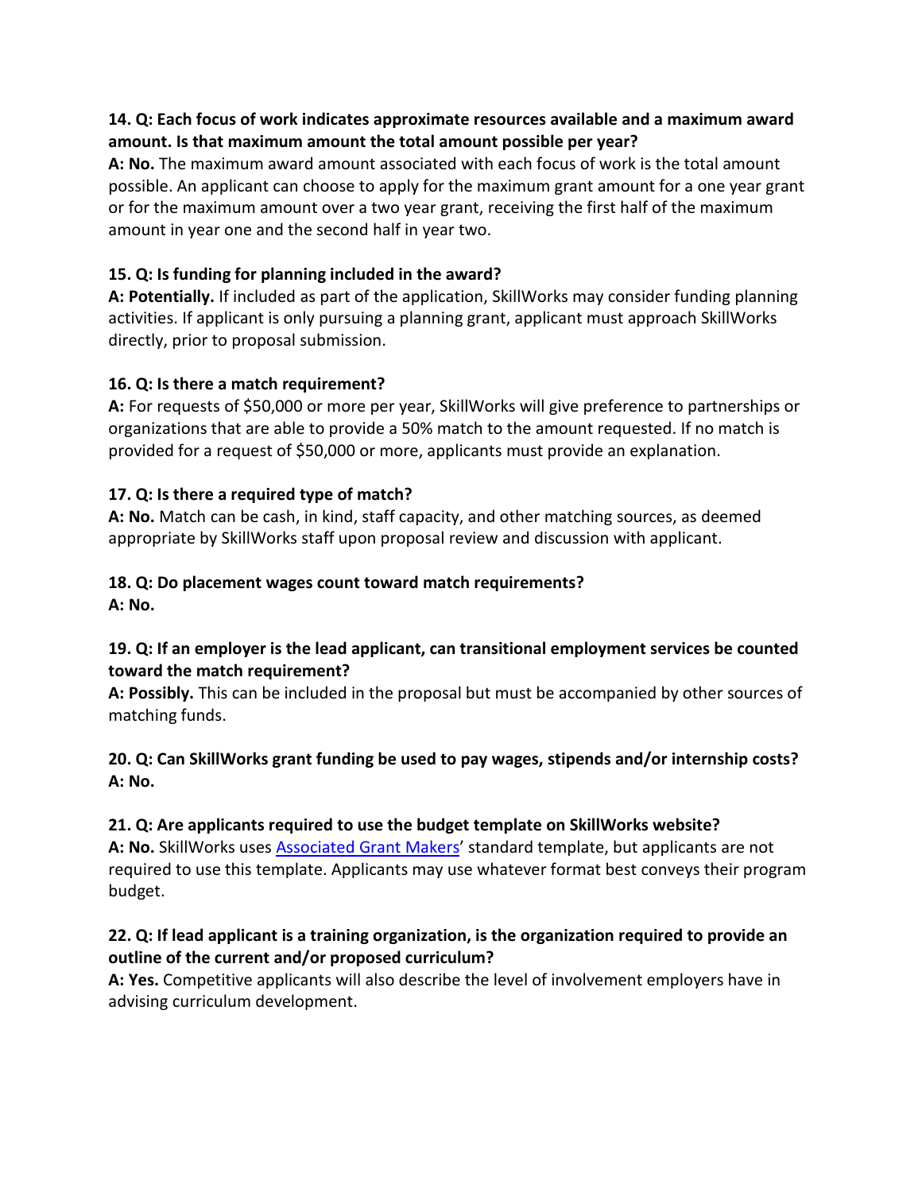**14. Q: Each focus of work indicates approximate resources available and a maximum award amount. Is that maximum amount the total amount possible per year?**
**A: No.** The maximum award amount associated with each focus of work is the total amount possible. An applicant can choose to apply for the maximum grant amount for a one year grant or for the maximum amount over a two year grant, receiving the first half of the maximum amount in year one and the second half in year two.

**15. Q: Is funding for planning included in the award?**
**A: Potentially.** If included as part of the application, SkillWorks may consider funding planning activities. If applicant is only pursuing a planning grant, applicant must approach SkillWorks directly, prior to proposal submission.

**16. Q: Is there a match requirement?**
**A:** For requests of $50,000 or more per year, SkillWorks will give preference to partnerships or organizations that are able to provide a 50% match to the amount requested. If no match is provided for a request of $50,000 or more, applicants must provide an explanation.

**17. Q: Is there a required type of match?**
**A: No.** Match can be cash, in kind, staff capacity, and other matching sources, as deemed appropriate by SkillWorks staff upon proposal review and discussion with applicant.

**18. Q: Do placement wages count toward match requirements?**
**A: No.**

**19. Q: If an employer is the lead applicant, can transitional employment services be counted toward the match requirement?**
**A: Possibly.** This can be included in the proposal but must be accompanied by other sources of matching funds.

**20. Q: Can SkillWorks grant funding be used to pay wages, stipends and/or internship costs?**
**A: No.**

**21. Q: Are applicants required to use the budget template on SkillWorks website?**
**A: No.** SkillWorks uses Associated Grant Makers' standard template, but applicants are not required to use this template. Applicants may use whatever format best conveys their program budget.

**22. Q: If lead applicant is a training organization, is the organization required to provide an outline of the current and/or proposed curriculum?**
**A: Yes.** Competitive applicants will also describe the level of involvement employers have in advising curriculum development.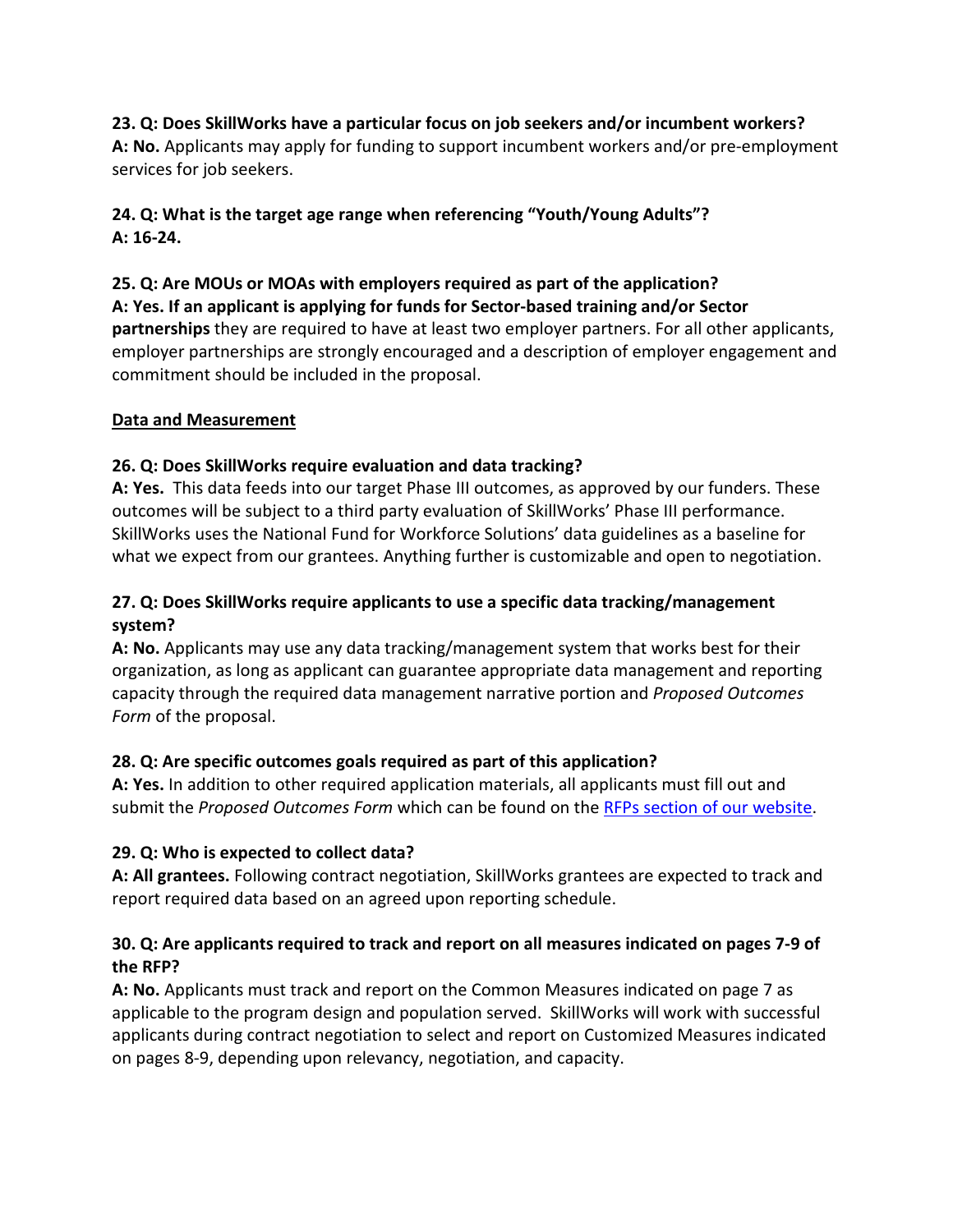**23. Q: Does SkillWorks have a particular focus on job seekers and/or incumbent workers?**
**A: No.** Applicants may apply for funding to support incumbent workers and/or pre-employment services for job seekers.

**24. Q: What is the target age range when referencing "Youth/Young Adults"?**
**A: 16-24.**

**25. Q: Are MOUs or MOAs with employers required as part of the application?**
**A: Yes. If an applicant is applying for funds for Sector-based training and/or Sector partnerships** they are required to have at least two employer partners. For all other applicants, employer partnerships are strongly encouraged and a description of employer engagement and commitment should be included in the proposal.

<u>**Data and Measurement**</u>

**26. Q: Does SkillWorks require evaluation and data tracking?**
**A: Yes.** This data feeds into our target Phase III outcomes, as approved by our funders. These outcomes will be subject to a third party evaluation of SkillWorks' Phase III performance. SkillWorks uses the National Fund for Workforce Solutions' data guidelines as a baseline for what we expect from our grantees. Anything further is customizable and open to negotiation.

**27. Q: Does SkillWorks require applicants to use a specific data tracking/management system?**
**A: No.** Applicants may use any data tracking/management system that works best for their organization, as long as applicant can guarantee appropriate data management and reporting capacity through the required data management narrative portion and *Proposed Outcomes Form* of the proposal.

**28. Q: Are specific outcomes goals required as part of this application?**
**A: Yes.** In addition to other required application materials, all applicants must fill out and submit the *Proposed Outcomes Form* which can be found on the RFPs section of our website.

**29. Q: Who is expected to collect data?**
**A: All grantees.** Following contract negotiation, SkillWorks grantees are expected to track and report required data based on an agreed upon reporting schedule.

**30. Q: Are applicants required to track and report on all measures indicated on pages 7-9 of the RFP?**
**A: No.** Applicants must track and report on the Common Measures indicated on page 7 as applicable to the program design and population served. SkillWorks will work with successful applicants during contract negotiation to select and report on Customized Measures indicated on pages 8-9, depending upon relevancy, negotiation, and capacity.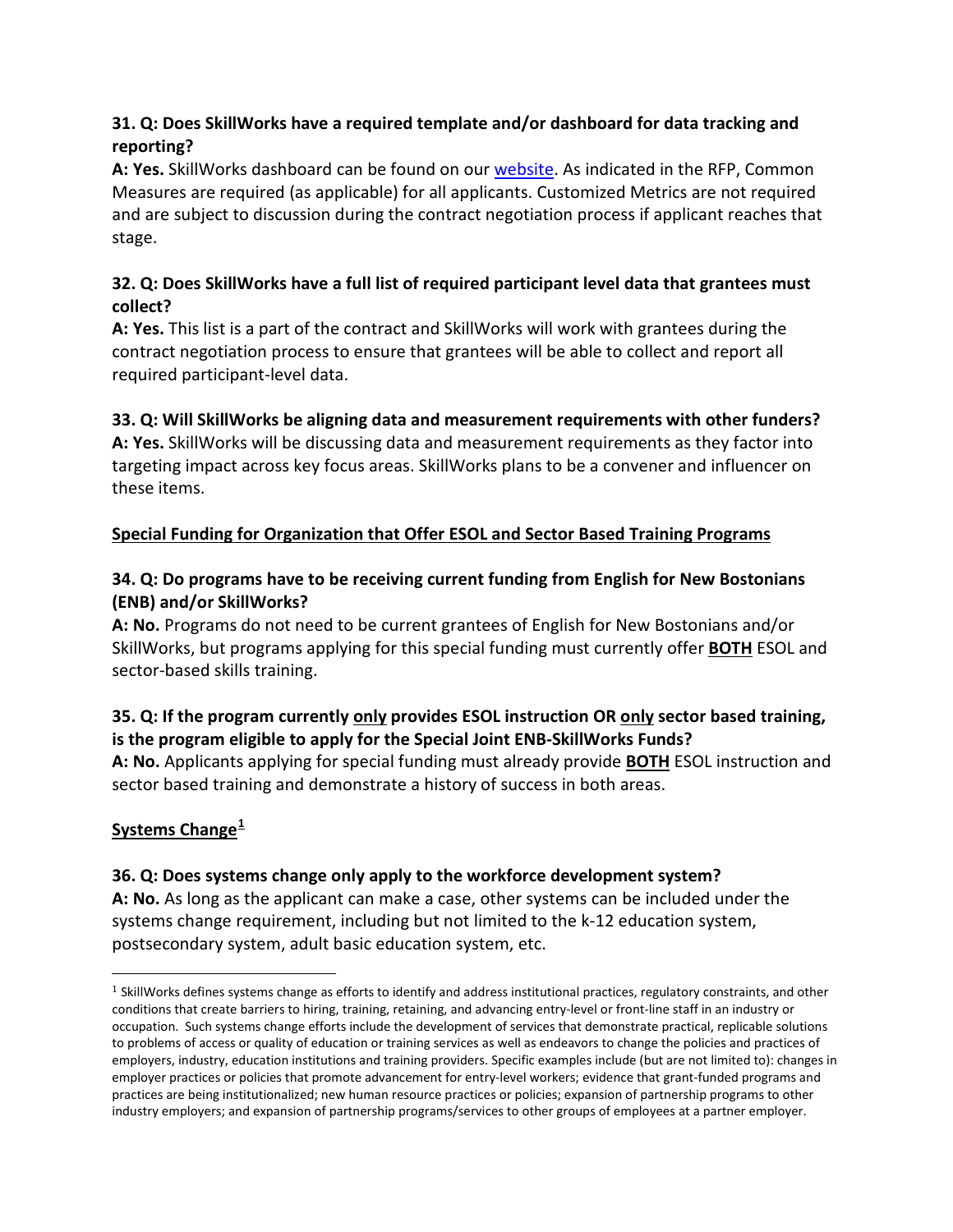**31. Q: Does SkillWorks have a required template and/or dashboard for data tracking and reporting?**

**A: Yes.** SkillWorks dashboard can be found on our website. As indicated in the RFP, Common Measures are required (as applicable) for all applicants. Customized Metrics are not required and are subject to discussion during the contract negotiation process if applicant reaches that stage.

**32. Q: Does SkillWorks have a full list of required participant level data that grantees must collect?**

**A: Yes.** This list is a part of the contract and SkillWorks will work with grantees during the contract negotiation process to ensure that grantees will be able to collect and report all required participant-level data.

**33. Q: Will SkillWorks be aligning data and measurement requirements with other funders?**

**A: Yes.** SkillWorks will be discussing data and measurement requirements as they factor into targeting impact across key focus areas. SkillWorks plans to be a convener and influencer on these items.

## Special Funding for Organization that Offer ESOL and Sector Based Training Programs

**34. Q: Do programs have to be receiving current funding from English for New Bostonians (ENB) and/or SkillWorks?**

**A: No.** Programs do not need to be current grantees of English for New Bostonians and/or SkillWorks, but programs applying for this special funding must currently offer **BOTH** ESOL and sector-based skills training.

**35. Q: If the program currently only provides ESOL instruction OR only sector based training, is the program eligible to apply for the Special Joint ENB-SkillWorks Funds?**

**A: No.** Applicants applying for special funding must already provide **BOTH** ESOL instruction and sector based training and demonstrate a history of success in both areas.

## Systems Change[1]

**36. Q: Does systems change only apply to the workforce development system?**

**A: No.** As long as the applicant can make a case, other systems can be included under the systems change requirement, including but not limited to the k-12 education system, postsecondary system, adult basic education system, etc.

---

[1] SkillWorks defines systems change as efforts to identify and address institutional practices, regulatory constraints, and other conditions that create barriers to hiring, training, retaining, and advancing entry-level or front-line staff in an industry or occupation. Such systems change efforts include the development of services that demonstrate practical, replicable solutions to problems of access or quality of education or training services as well as endeavors to change the policies and practices of employers, industry, education institutions and training providers. Specific examples include (but are not limited to): changes in employer practices or policies that promote advancement for entry-level workers; evidence that grant-funded programs and practices are being institutionalized; new human resource practices or policies; expansion of partnership programs to other industry employers; and expansion of partnership programs/services to other groups of employees at a partner employer.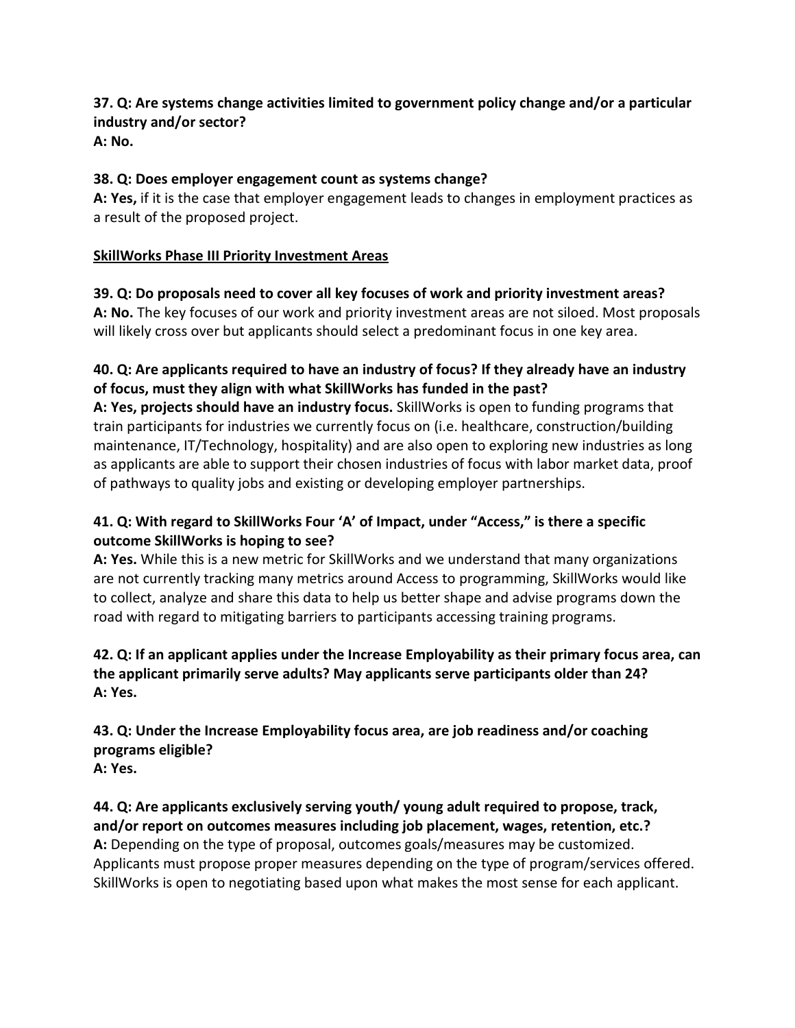**37. Q: Are systems change activities limited to government policy change and/or a particular industry and/or sector?**
**A: No.**

**38. Q: Does employer engagement count as systems change?**
**A: Yes,** if it is the case that employer engagement leads to changes in employment practices as a result of the proposed project.

__SkillWorks Phase III Priority Investment Areas__

**39. Q: Do proposals need to cover all key focuses of work and priority investment areas?**
**A: No.** The key focuses of our work and priority investment areas are not siloed. Most proposals will likely cross over but applicants should select a predominant focus in one key area.

**40. Q: Are applicants required to have an industry of focus? If they already have an industry of focus, must they align with what SkillWorks has funded in the past?**
**A: Yes, projects should have an industry focus.** SkillWorks is open to funding programs that train participants for industries we currently focus on (i.e. healthcare, construction/building maintenance, IT/Technology, hospitality) and are also open to exploring new industries as long as applicants are able to support their chosen industries of focus with labor market data, proof of pathways to quality jobs and existing or developing employer partnerships.

**41. Q: With regard to SkillWorks Four 'A' of Impact, under "Access," is there a specific outcome SkillWorks is hoping to see?**
**A: Yes.** While this is a new metric for SkillWorks and we understand that many organizations are not currently tracking many metrics around Access to programming, SkillWorks would like to collect, analyze and share this data to help us better shape and advise programs down the road with regard to mitigating barriers to participants accessing training programs.

**42. Q: If an applicant applies under the Increase Employability as their primary focus area, can the applicant primarily serve adults? May applicants serve participants older than 24?**
**A: Yes.**

**43. Q: Under the Increase Employability focus area, are job readiness and/or coaching programs eligible?**
**A: Yes.**

**44. Q: Are applicants exclusively serving youth/ young adult required to propose, track, and/or report on outcomes measures including job placement, wages, retention, etc.?**
**A:** Depending on the type of proposal, outcomes goals/measures may be customized. Applicants must propose proper measures depending on the type of program/services offered. SkillWorks is open to negotiating based upon what makes the most sense for each applicant.